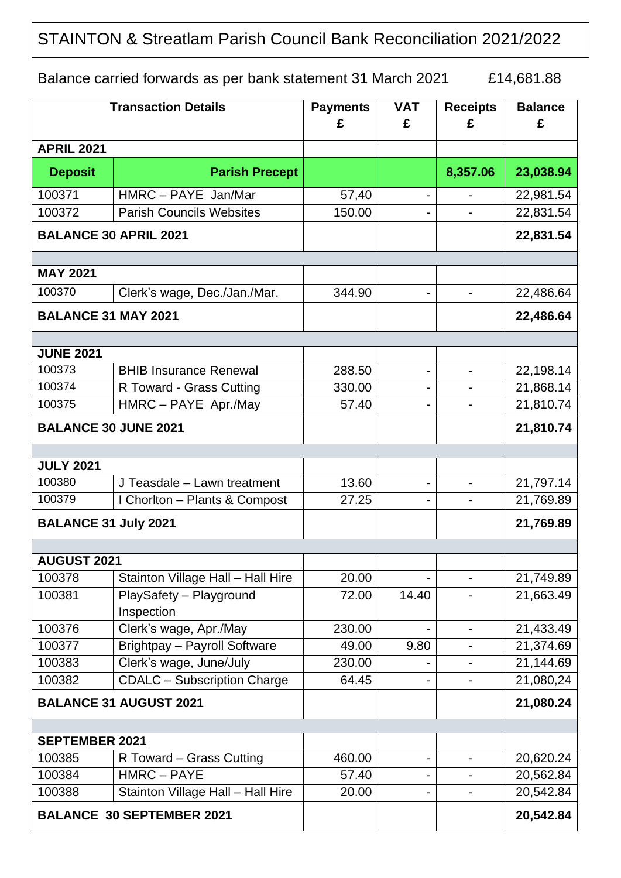# STAINTON & Streatlam Parish Council Bank Reconciliation 2021/2022

Balance carried forwards as per bank statement 31 March 2021 £14,681.88

| Transaction Details | | Payments £ | VAT £ | Receipts £ | Balance £ |
|---|---|---|---|---|---|
| **APRIL 2021** | | | | | |
| **Deposit** | **Parish Precept** | | | **8,357.06** | **23,038.94** |
| 100371 | HMRC – PAYE Jan/Mar | 57,40 | - | - | 22,981.54 |
| 100372 | Parish Councils Websites | 150.00 | - | - | 22,831.54 |
| **BALANCE 30 APRIL 2021** | | | | | **22,831.54** |
| | | | | | |
| **MAY 2021** | | | | | |
| 100370 | Clerk's wage, Dec./Jan./Mar. | 344.90 | - | - | 22,486.64 |
| **BALANCE 31 MAY 2021** | | | | | **22,486.64** |
| | | | | | |
| **JUNE 2021** | | | | | |
| 100373 | BHIB Insurance Renewal | 288.50 | - | - | 22,198.14 |
| 100374 | R Toward - Grass Cutting | 330.00 | - | - | 21,868.14 |
| 100375 | HMRC – PAYE Apr./May | 57.40 | - | - | 21,810.74 |
| **BALANCE 30 JUNE 2021** | | | | | **21,810.74** |
| | | | | | |
| **JULY 2021** | | | | | |
| 100380 | J Teasdale – Lawn treatment | 13.60 | - | - | 21,797.14 |
| 100379 | I Chorlton – Plants & Compost | 27.25 | - | - | 21,769.89 |
| **BALANCE 31 July 2021** | | | | | **21,769.89** |
| | | | | | |
| **AUGUST 2021** | | | | | |
| 100378 | Stainton Village Hall – Hall Hire | 20.00 | - | - | 21,749.89 |
| 100381 | PlaySafety – Playground Inspection | 72.00 | 14.40 | - | 21,663.49 |
| 100376 | Clerk's wage, Apr./May | 230.00 | - | - | 21,433.49 |
| 100377 | Brightpay – Payroll Software | 49.00 | 9.80 | - | 21,374.69 |
| 100383 | Clerk's wage, June/July | 230.00 | - | - | 21,144.69 |
| 100382 | CDALC – Subscription Charge | 64.45 | - | - | 21,080,24 |
| **BALANCE 31 AUGUST 2021** | | | | | **21,080.24** |
| | | | | | |
| **SEPTEMBER 2021** | | | | | |
| 100385 | R Toward – Grass Cutting | 460.00 | - | - | 20,620.24 |
| 100384 | HMRC – PAYE | 57.40 | - | - | 20,562.84 |
| 100388 | Stainton Village Hall – Hall Hire | 20.00 | - | - | 20,542.84 |
| **BALANCE 30 SEPTEMBER 2021** | | | | | **20,542.84** |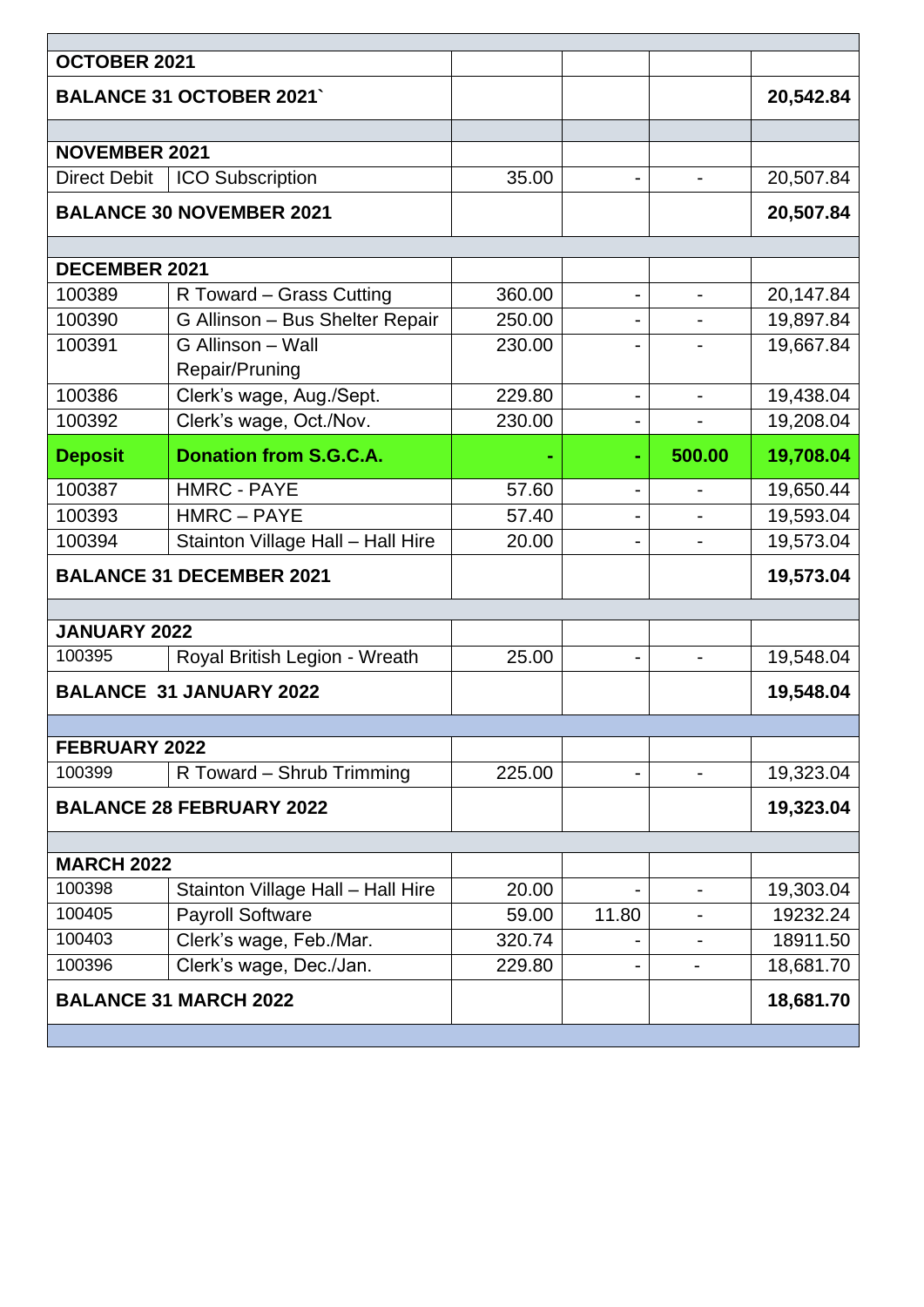| | | | | | |
|---|---|---|---|---|---|
| **OCTOBER 2021** | | | | | |
| **BALANCE 31 OCTOBER 2021`** | | | | | **20,542.84** |
| | | | | | |
| **NOVEMBER 2021** | | | | | |
| Direct Debit | ICO Subscription | 35.00 | - | - | 20,507.84 |
| **BALANCE 30 NOVEMBER 2021** | | | | | **20,507.84** |
| | | | | | |
| **DECEMBER 2021** | | | | | |
| 100389 | R Toward – Grass Cutting | 360.00 | - | - | 20,147.84 |
| 100390 | G Allinson – Bus Shelter Repair | 250.00 | - | - | 19,897.84 |
| 100391 | G Allinson – Wall Repair/Pruning | 230.00 | - | - | 19,667.84 |
| 100386 | Clerk's wage, Aug./Sept. | 229.80 | - | - | 19,438.04 |
| 100392 | Clerk's wage, Oct./Nov. | 230.00 | - | - | 19,208.04 |
| **Deposit** | **Donation from S.G.C.A.** | **-** | **-** | **500.00** | **19,708.04** |
| 100387 | HMRC - PAYE | 57.60 | - | - | 19,650.44 |
| 100393 | HMRC – PAYE | 57.40 | - | - | 19,593.04 |
| 100394 | Stainton Village Hall – Hall Hire | 20.00 | - | - | 19,573.04 |
| **BALANCE 31 DECEMBER 2021** | | | | | **19,573.04** |
| | | | | | |
| **JANUARY 2022** | | | | | |
| 100395 | Royal British Legion - Wreath | 25.00 | - | - | 19,548.04 |
| **BALANCE 31 JANUARY 2022** | | | | | **19,548.04** |
| | | | | | |
| **FEBRUARY 2022** | | | | | |
| 100399 | R Toward – Shrub Trimming | 225.00 | - | - | 19,323.04 |
| **BALANCE 28 FEBRUARY 2022** | | | | | **19,323.04** |
| | | | | | |
| **MARCH 2022** | | | | | |
| 100398 | Stainton Village Hall – Hall Hire | 20.00 | - | - | 19,303.04 |
| 100405 | Payroll Software | 59.00 | 11.80 | - | 19232.24 |
| 100403 | Clerk's wage, Feb./Mar. | 320.74 | - | - | 18911.50 |
| 100396 | Clerk's wage, Dec./Jan. | 229.80 | - | - | 18,681.70 |
| **BALANCE 31 MARCH 2022** | | | | | **18,681.70** |